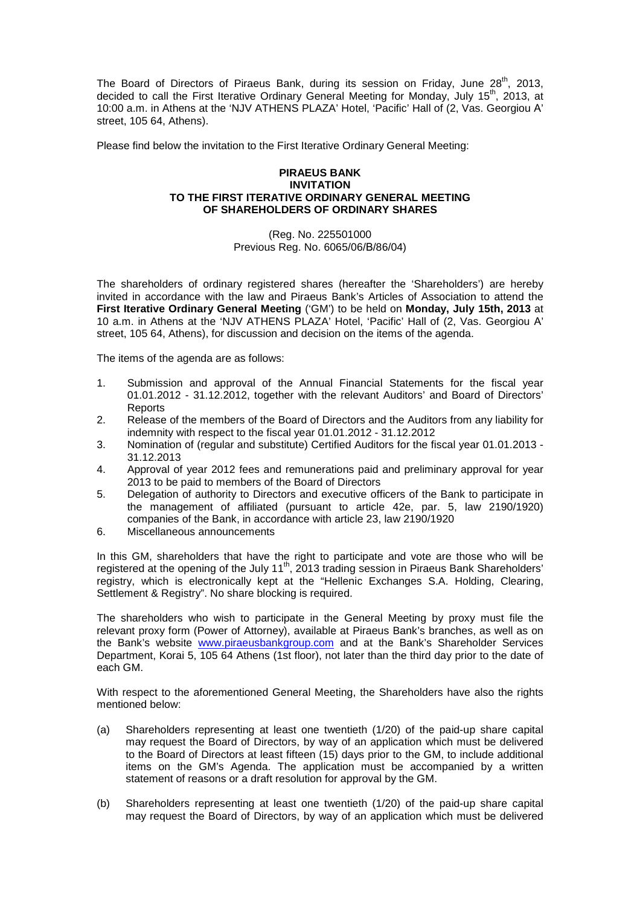The Board of Directors of Piraeus Bank, during its session on Friday, June 28th, 2013, decided to call the First Iterative Ordinary General Meeting for Monday, July 15th, 2013, at 10:00 a.m. in Athens at the 'NJV ATHENS PLAZA' Hotel, 'Pacific' Hall of (2, Vas. Georgiou A' street, 105 64, Athens).

Please find below the invitation to the First Iterative Ordinary General Meeting:

**PIRAEUS BANK**
**INVITATION**
**TO THE FIRST ITERATIVE ORDINARY GENERAL MEETING**
**OF SHAREHOLDERS OF ORDINARY SHARES**

(Reg. No. 225501000
Previous Reg. No. 6065/06/B/86/04)

The shareholders of ordinary registered shares (hereafter the 'Shareholders') are hereby invited in accordance with the law and Piraeus Bank's Articles of Association to attend the **First Iterative Ordinary General Meeting** ('GM') to be held on **Monday, July 15th, 2013** at 10 a.m. in Athens at the 'NJV ATHENS PLAZA' Hotel, 'Pacific' Hall of (2, Vas. Georgiou A' street, 105 64, Athens), for discussion and decision on the items of the agenda.

The items of the agenda are as follows:

1. Submission and approval of the Annual Financial Statements for the fiscal year 01.01.2012 - 31.12.2012, together with the relevant Auditors' and Board of Directors' Reports
2. Release of the members of the Board of Directors and the Auditors from any liability for indemnity with respect to the fiscal year 01.01.2012 - 31.12.2012
3. Nomination of (regular and substitute) Certified Auditors for the fiscal year 01.01.2013 - 31.12.2013
4. Approval of year 2012 fees and remunerations paid and preliminary approval for year 2013 to be paid to members of the Board of Directors
5. Delegation of authority to Directors and executive officers of the Bank to participate in the management of affiliated (pursuant to article 42e, par. 5, law 2190/1920) companies of the Bank, in accordance with article 23, law 2190/1920
6. Miscellaneous announcements

In this GM, shareholders that have the right to participate and vote are those who will be registered at the opening of the July 11th, 2013 trading session in Piraeus Bank Shareholders' registry, which is electronically kept at the "Hellenic Exchanges S.A. Holding, Clearing, Settlement & Registry". No share blocking is required.

The shareholders who wish to participate in the General Meeting by proxy must file the relevant proxy form (Power of Attorney), available at Piraeus Bank's branches, as well as on the Bank's website www.piraeusbankgroup.com and at the Bank's Shareholder Services Department, Korai 5, 105 64 Athens (1st floor), not later than the third day prior to the date of each GM.

With respect to the aforementioned General Meeting, the Shareholders have also the rights mentioned below:

(a) Shareholders representing at least one twentieth (1/20) of the paid-up share capital may request the Board of Directors, by way of an application which must be delivered to the Board of Directors at least fifteen (15) days prior to the GM, to include additional items on the GM's Agenda. The application must be accompanied by a written statement of reasons or a draft resolution for approval by the GM.

(b) Shareholders representing at least one twentieth (1/20) of the paid-up share capital may request the Board of Directors, by way of an application which must be delivered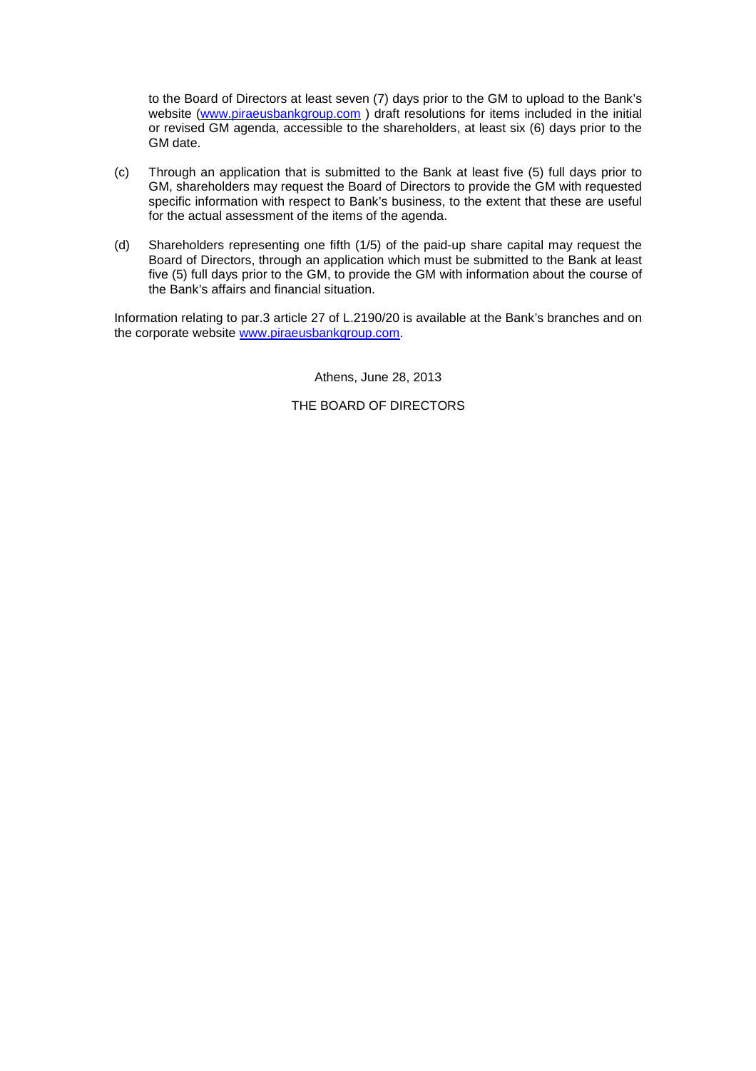to the Board of Directors at least seven (7) days prior to the GM to upload to the Bank's website (www.piraeusbankgroup.com ) draft resolutions for items included in the initial or revised GM agenda, accessible to the shareholders, at least six (6) days prior to the GM date.

(c) Through an application that is submitted to the Bank at least five (5) full days prior to GM, shareholders may request the Board of Directors to provide the GM with requested specific information with respect to Bank's business, to the extent that these are useful for the actual assessment of the items of the agenda.

(d) Shareholders representing one fifth (1/5) of the paid-up share capital may request the Board of Directors, through an application which must be submitted to the Bank at least five (5) full days prior to the GM, to provide the GM with information about the course of the Bank's affairs and financial situation.

Information relating to par.3 article 27 of L.2190/20 is available at the Bank's branches and on the corporate website www.piraeusbankgroup.com.

Athens, June 28, 2013

THE BOARD OF DIRECTORS